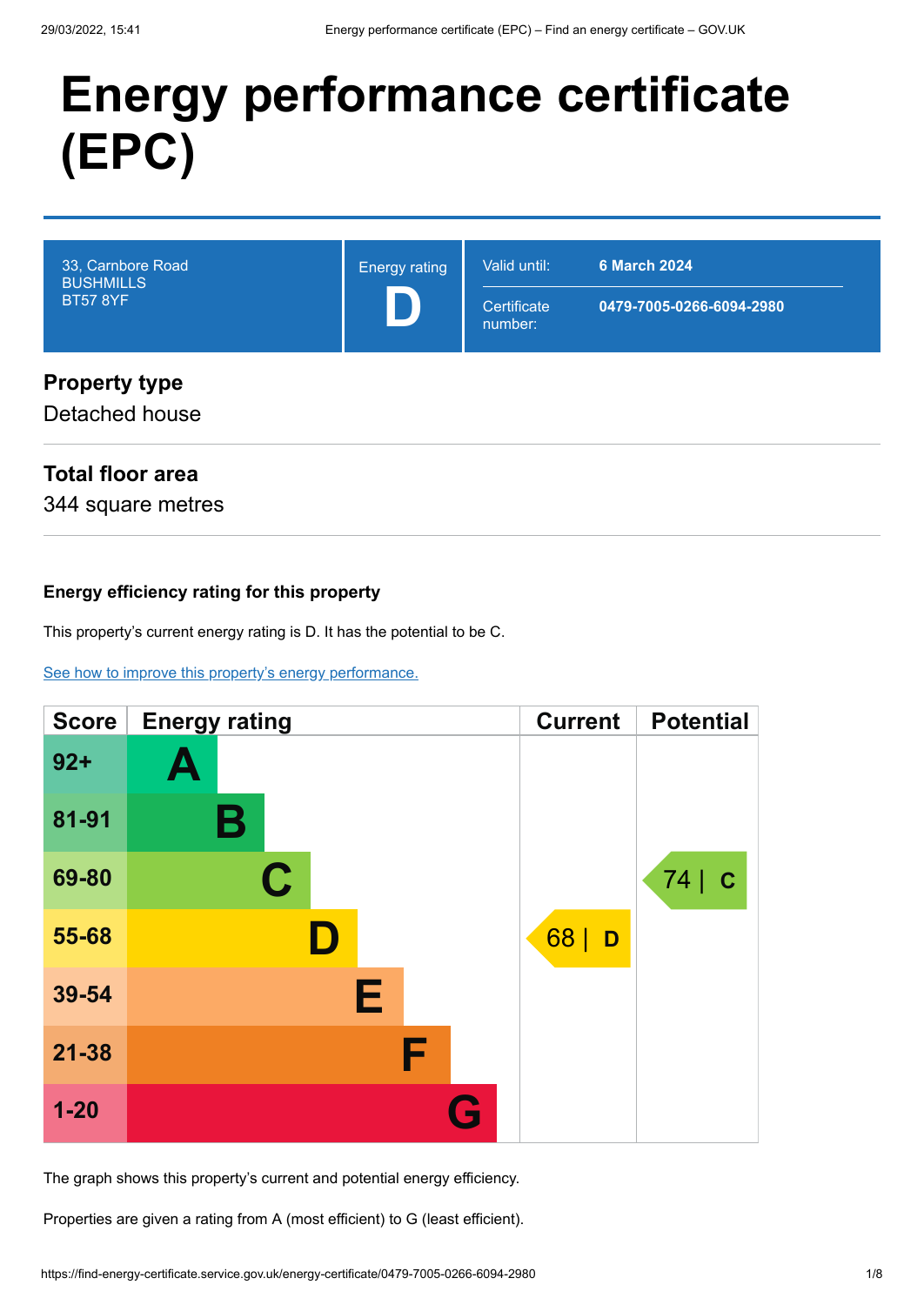# Energy performance certificate (EPC)

| 33, Carnbore Road<br>BUSHMILLS<br>BT57 8YF | Energy rating<br>**D** | Valid until: **6 March 2024**<br>Certificate number: **0479-7005-0266-6094-2980** |
|---|---|---|

## Property type

Detached house

## Total floor area

344 square metres

### Energy efficiency rating for this property

This property's current energy rating is D. It has the potential to be C.

[See how to improve this property's energy performance.]

| Score | Energy rating | Current | Potential |
|---|---|---|---|
| 92+ | A | | |
| 81-91 | B | | |
| 69-80 | C | | 74 \| C |
| 55-68 | D | 68 \| D | |
| 39-54 | E | | |
| 21-38 | F | | |
| 1-20 | G | | |

The graph shows this property's current and potential energy efficiency.

Properties are given a rating from A (most efficient) to G (least efficient).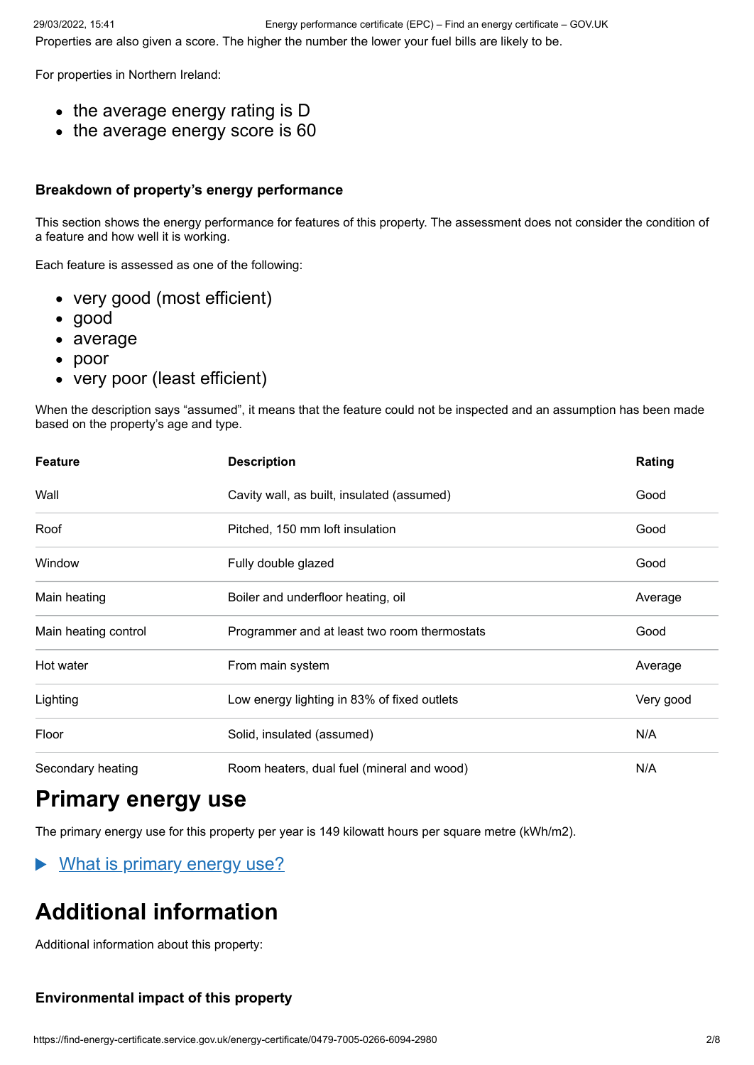Properties are also given a score. The higher the number the lower your fuel bills are likely to be.

For properties in Northern Ireland:

- the average energy rating is D
- the average energy score is 60

### Breakdown of property's energy performance

This section shows the energy performance for features of this property. The assessment does not consider the condition of a feature and how well it is working.

Each feature is assessed as one of the following:

- very good (most efficient)
- good
- average
- poor
- very poor (least efficient)

When the description says "assumed", it means that the feature could not be inspected and an assumption has been made based on the property's age and type.

| Feature | Description | Rating |
|---|---|---|
| Wall | Cavity wall, as built, insulated (assumed) | Good |
| Roof | Pitched, 150 mm loft insulation | Good |
| Window | Fully double glazed | Good |
| Main heating | Boiler and underfloor heating, oil | Average |
| Main heating control | Programmer and at least two room thermostats | Good |
| Hot water | From main system | Average |
| Lighting | Low energy lighting in 83% of fixed outlets | Very good |
| Floor | Solid, insulated (assumed) | N/A |
| Secondary heating | Room heaters, dual fuel (mineral and wood) | N/A |

# Primary energy use

The primary energy use for this property per year is 149 kilowatt hours per square metre (kWh/m2).

▶ What is primary energy use?

# Additional information

Additional information about this property:

### Environmental impact of this property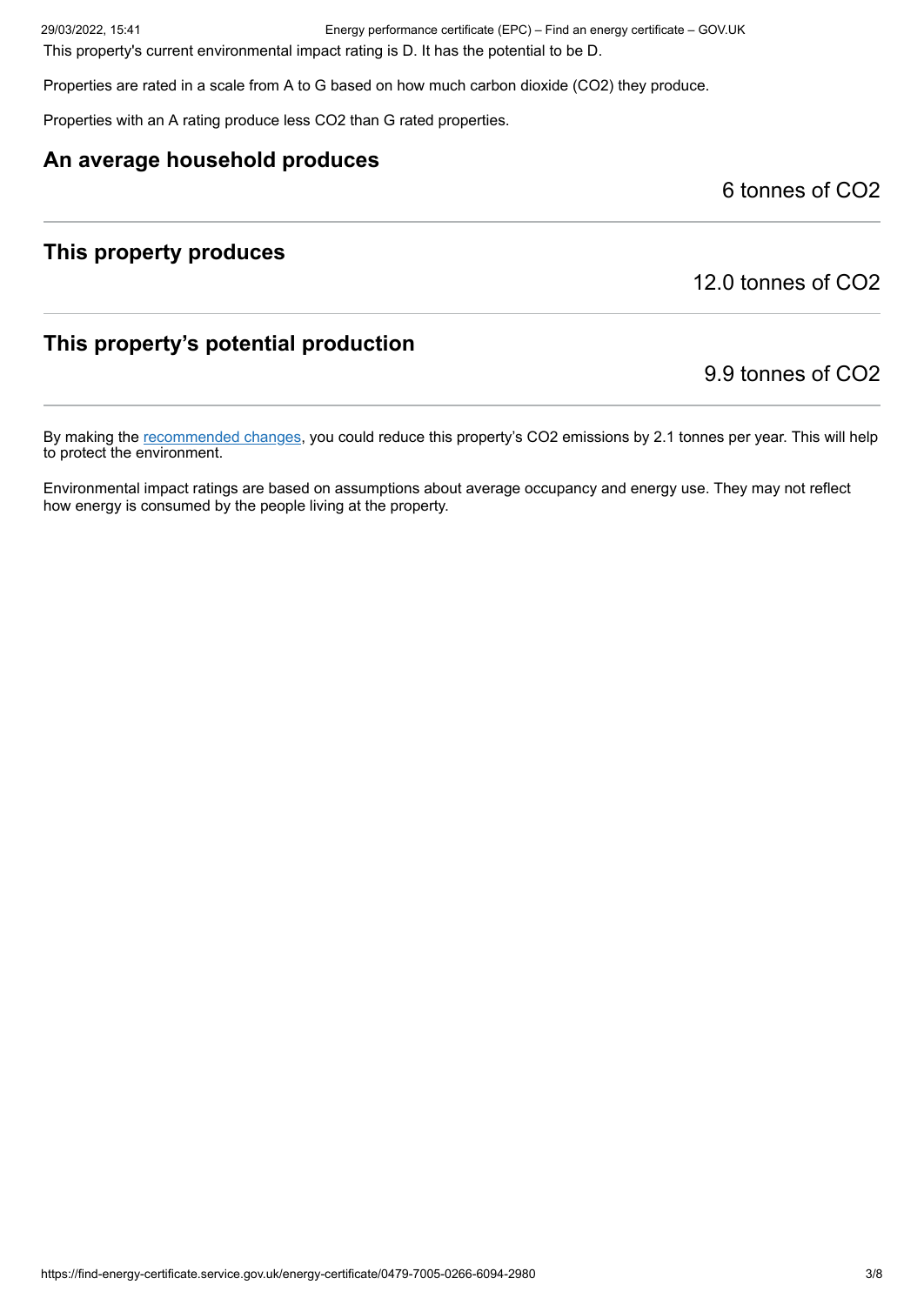This property's current environmental impact rating is D. It has the potential to be D.

Properties are rated in a scale from A to G based on how much carbon dioxide ($CO_2$) they produce.

Properties with an A rating produce less $CO_2$ than G rated properties.

## An average household produces

6 tonnes of $CO_2$

## This property produces

12.0 tonnes of $CO_2$

## This property's potential production

9.9 tonnes of $CO_2$

By making the recommended changes, you could reduce this property's $CO_2$ emissions by 2.1 tonnes per year. This will help to protect the environment.

Environmental impact ratings are based on assumptions about average occupancy and energy use. They may not reflect how energy is consumed by the people living at the property.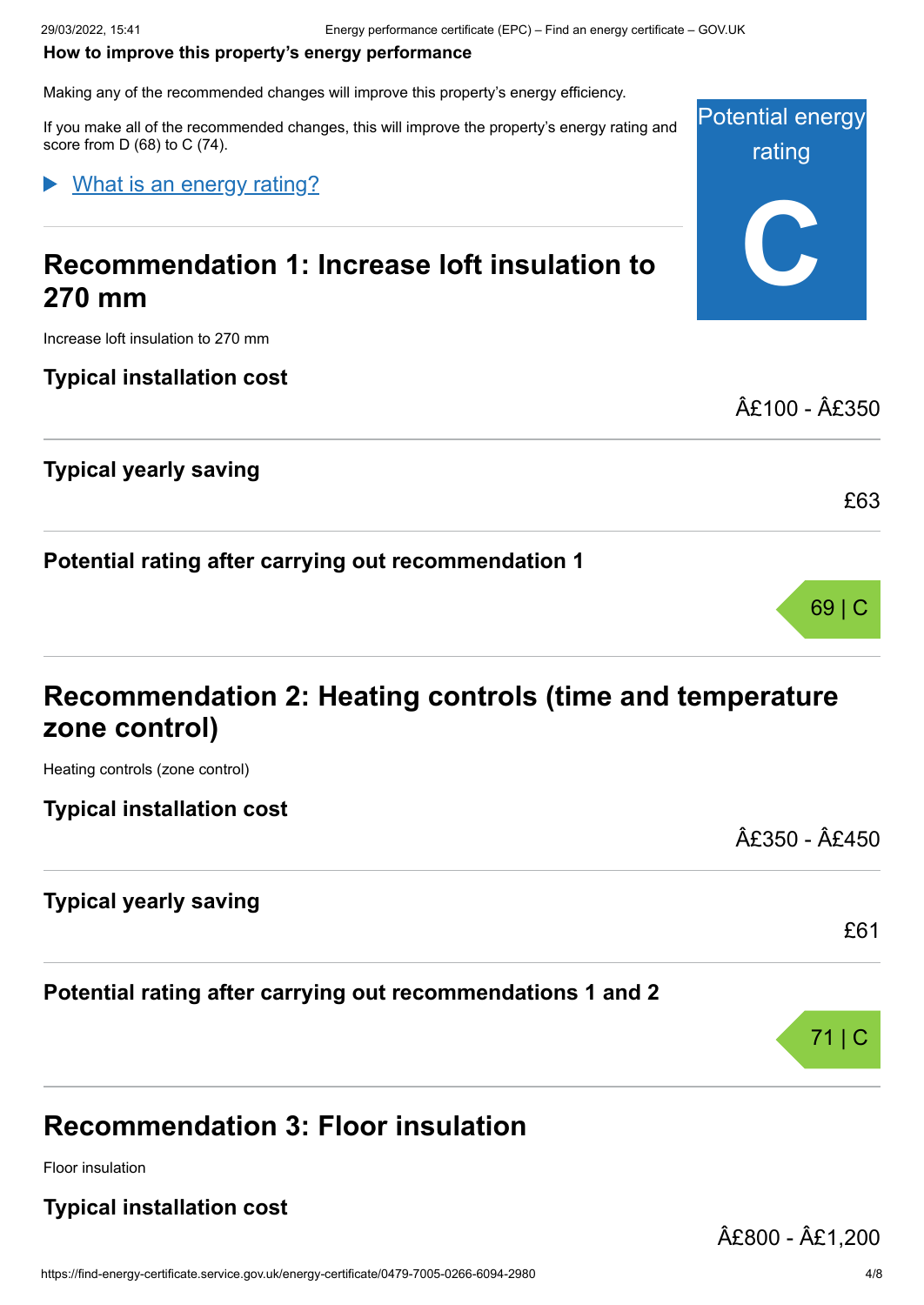**How to improve this property's energy performance**

Making any of the recommended changes will improve this property's energy efficiency.

If you make all of the recommended changes, this will improve the property's energy rating and score from D (68) to C (74).

Potential energy rating

**C**

▶ What is an energy rating?

## Recommendation 1: Increase loft insulation to 270 mm

Increase loft insulation to 270 mm

**Typical installation cost**

Â£100 - Â£350

**Typical yearly saving**

£63

**Potential rating after carrying out recommendation 1**

69 | C

## Recommendation 2: Heating controls (time and temperature zone control)

Heating controls (zone control)

**Typical installation cost**

Â£350 - Â£450

**Typical yearly saving**

£61

**Potential rating after carrying out recommendations 1 and 2**

71 | C

## Recommendation 3: Floor insulation

Floor insulation

**Typical installation cost**

Â£800 - Â£1,200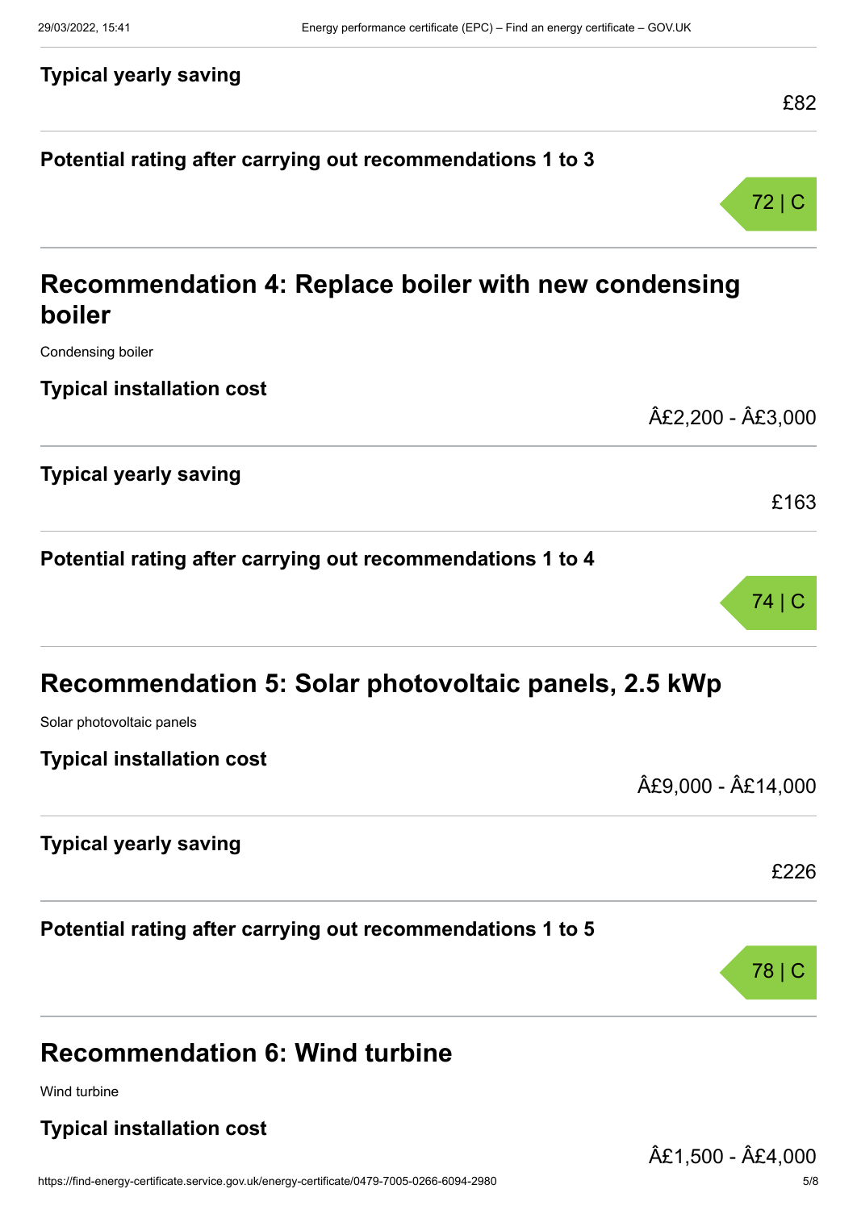**Typical yearly saving**

£82

**Potential rating after carrying out recommendations 1 to 3**

72 | C

## Recommendation 4: Replace boiler with new condensing boiler

Condensing boiler

**Typical installation cost**

Â£2,200 - Â£3,000

**Typical yearly saving**

£163

**Potential rating after carrying out recommendations 1 to 4**

74 | C

## Recommendation 5: Solar photovoltaic panels, 2.5 kWp

Solar photovoltaic panels

**Typical installation cost**

Â£9,000 - Â£14,000

**Typical yearly saving**

£226

**Potential rating after carrying out recommendations 1 to 5**

78 | C

## Recommendation 6: Wind turbine

Wind turbine

**Typical installation cost**

Â£1,500 - Â£4,000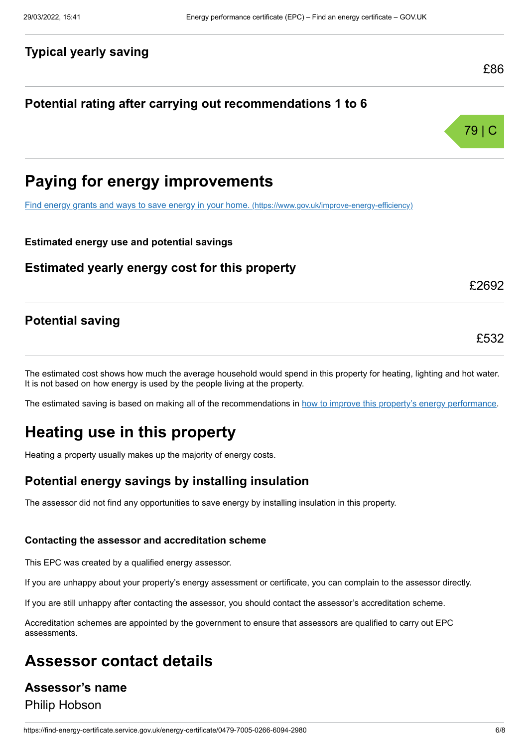### Typical yearly saving

£86

### Potential rating after carrying out recommendations 1 to 6

79 | C

## Paying for energy improvements

[Find energy grants and ways to save energy in your home. (https://www.gov.uk/improve-energy-efficiency)](https://www.gov.uk/improve-energy-efficiency)

**Estimated energy use and potential savings**

### Estimated yearly energy cost for this property

£2692

### Potential saving

£532

The estimated cost shows how much the average household would spend in this property for heating, lighting and hot water. It is not based on how energy is used by the people living at the property.

The estimated saving is based on making all of the recommendations in how to improve this property's energy performance.

## Heating use in this property

Heating a property usually makes up the majority of energy costs.

### Potential energy savings by installing insulation

The assessor did not find any opportunities to save energy by installing insulation in this property.

**Contacting the assessor and accreditation scheme**

This EPC was created by a qualified energy assessor.

If you are unhappy about your property's energy assessment or certificate, you can complain to the assessor directly.

If you are still unhappy after contacting the assessor, you should contact the assessor's accreditation scheme.

Accreditation schemes are appointed by the government to ensure that assessors are qualified to carry out EPC assessments.

## Assessor contact details

### Assessor's name

Philip Hobson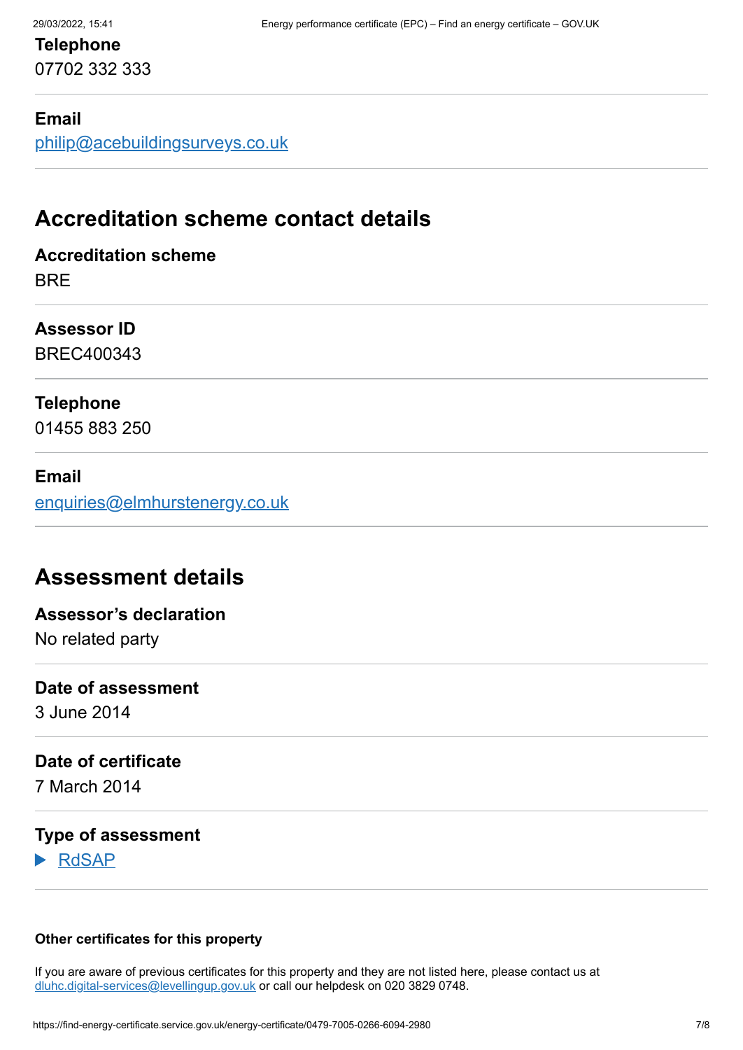**Telephone**
07702 332 333

**Email**
philip@acebuildingsurveys.co.uk

## Accreditation scheme contact details

**Accreditation scheme**
BRE

**Assessor ID**
BREC400343

**Telephone**
01455 883 250

**Email**
enquiries@elmhurstenergy.co.uk

## Assessment details

**Assessor's declaration**
No related party

**Date of assessment**
3 June 2014

**Date of certificate**
7 March 2014

**Type of assessment**
▶ RdSAP

**Other certificates for this property**

If you are aware of previous certificates for this property and they are not listed here, please contact us at dluhc.digital-services@levellingup.gov.uk or call our helpdesk on 020 3829 0748.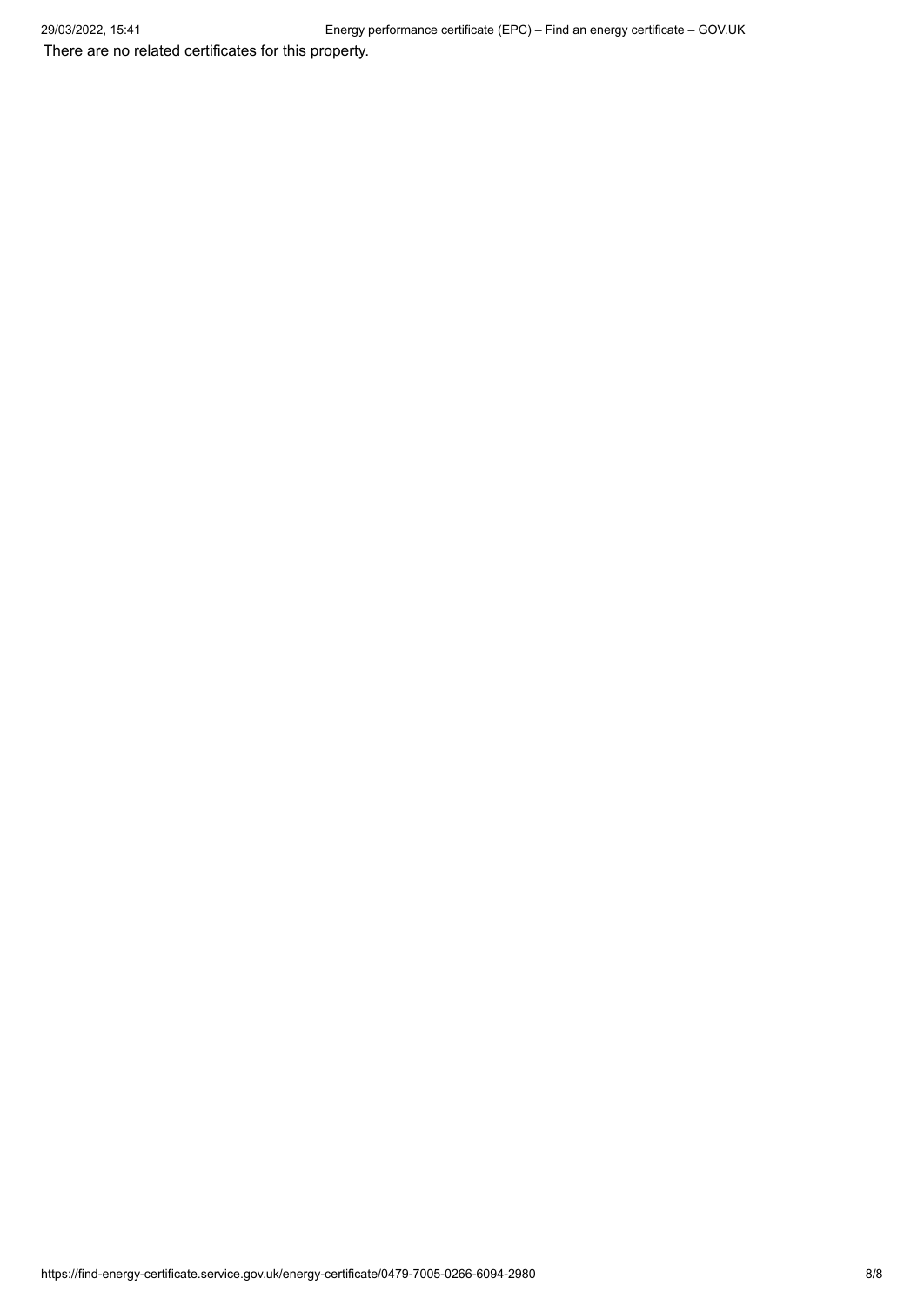There are no related certificates for this property.